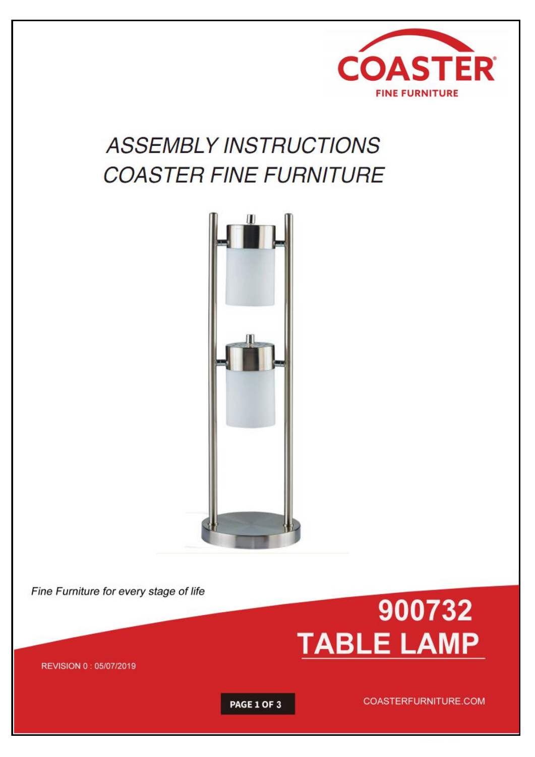COASTER

FINE FURNITURE

# ASSEMBLY INSTRUCTIONS
# COASTER FINE FURNITURE

*Fine Furniture for every stage of life*

## 900732
## TABLE LAMP

REVISION 0 : 05/07/2019

COASTERFURNITURE.COM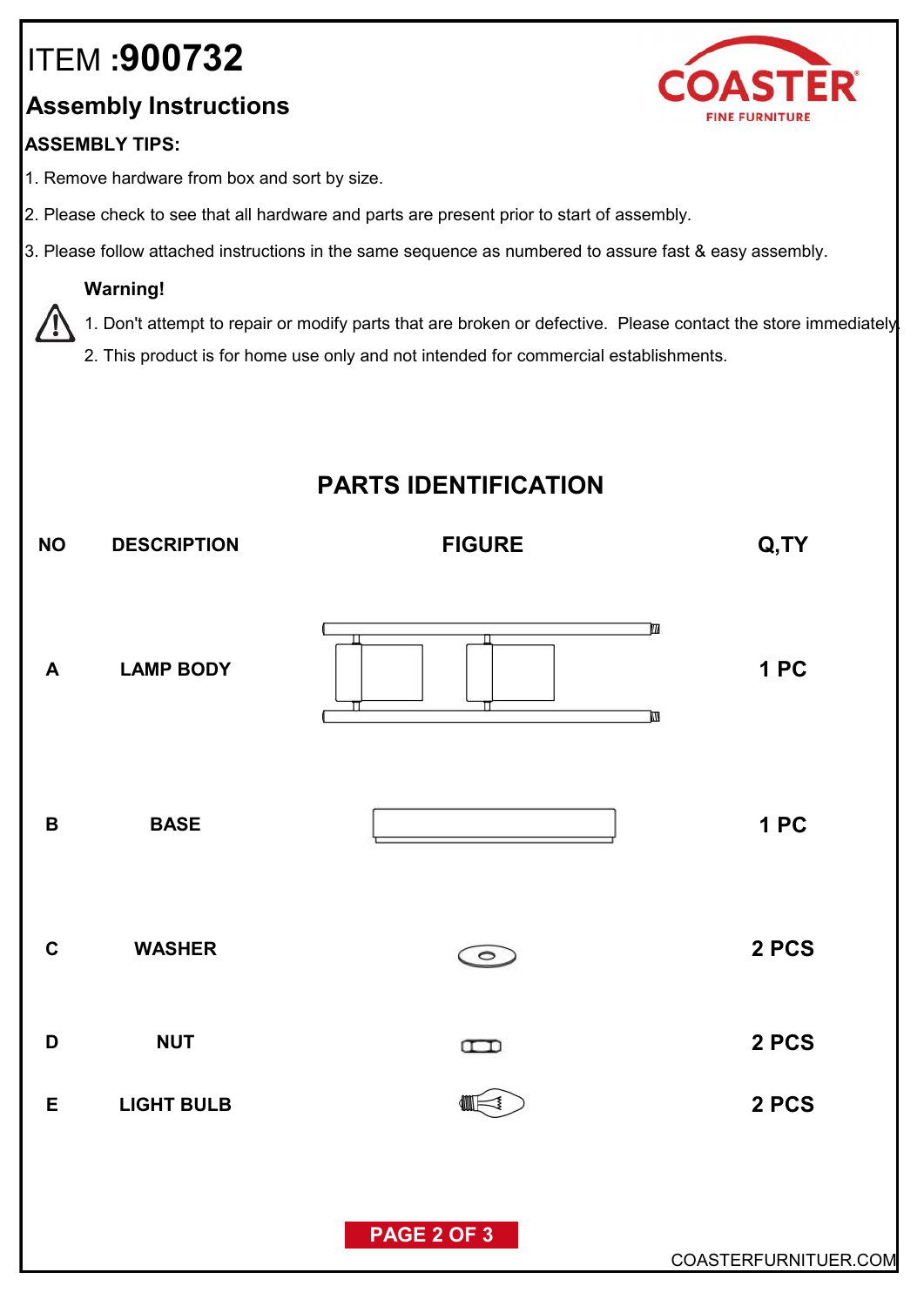# ITEM :900732

## Assembly Instructions

COASTER
FINE FURNITURE

**ASSEMBLY TIPS:**

1. Remove hardware from box and sort by size.
2. Please check to see that all hardware and parts are present prior to start of assembly.
3. Please follow attached instructions in the same sequence as numbered to assure fast & easy assembly.

**Warning!**

1. Don't attempt to repair or modify parts that are broken or defective. Please contact the store immediately.
2. This product is for home use only and not intended for commercial establishments.

## PARTS IDENTIFICATION

| NO | DESCRIPTION | FIGURE | Q,TY |
|---|---|---|---|
| A | LAMP BODY | | 1 PC |
| B | BASE | | 1 PC |
| C | WASHER | | 2 PCS |
| D | NUT | | 2 PCS |
| E | LIGHT BULB | | 2 PCS |

COASTERFURNITUER.COM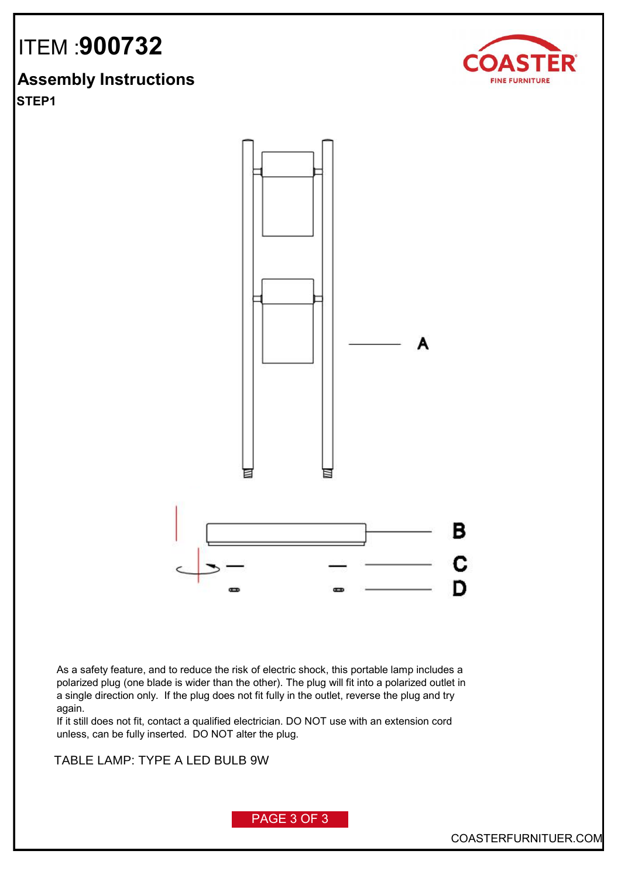# ITEM :900732

COASTER
FINE FURNITURE

## Assembly Instructions

**STEP1**

A

B

C

D

As a safety feature, and to reduce the risk of electric shock, this portable lamp includes a polarized plug (one blade is wider than the other). The plug will fit into a polarized outlet in a single direction only. If the plug does not fit fully in the outlet, reverse the plug and try again.
If it still does not fit, contact a qualified electrician. DO NOT use with an extension cord unless, can be fully inserted. DO NOT alter the plug.

TABLE LAMP: TYPE A LED BULB 9W

COASTERFURNITUER.COM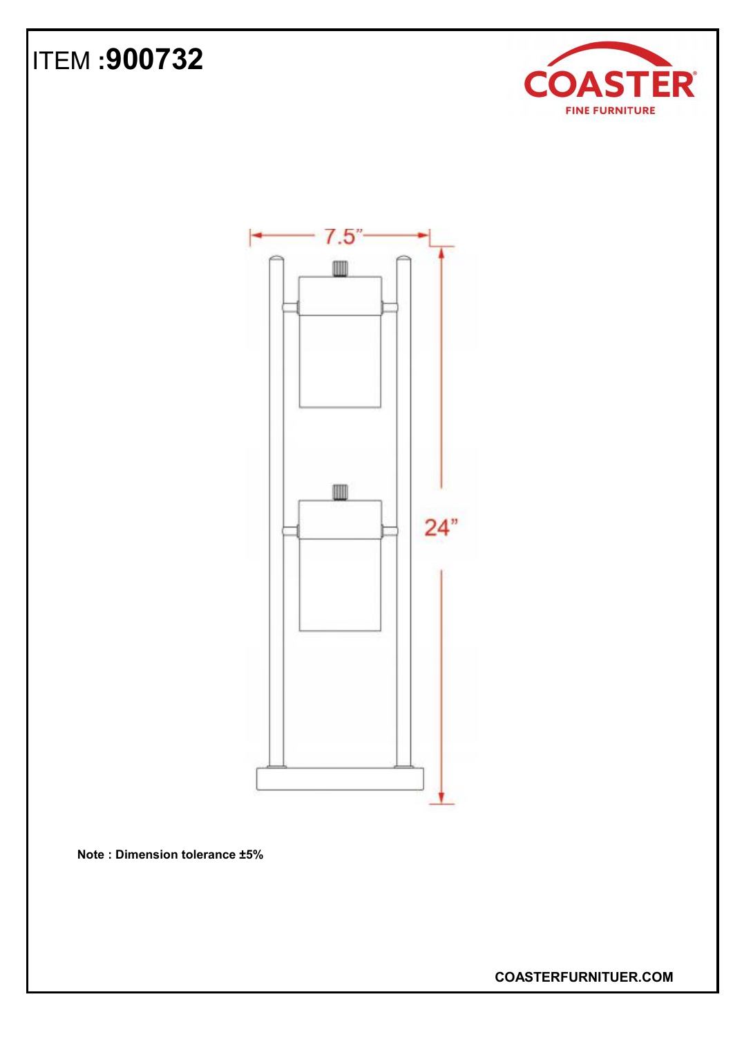# ITEM :900732

COASTER

FINE FURNITURE

7.5"

24"

**Note : Dimension tolerance ±5%**

**COASTERFURNITUER.COM**